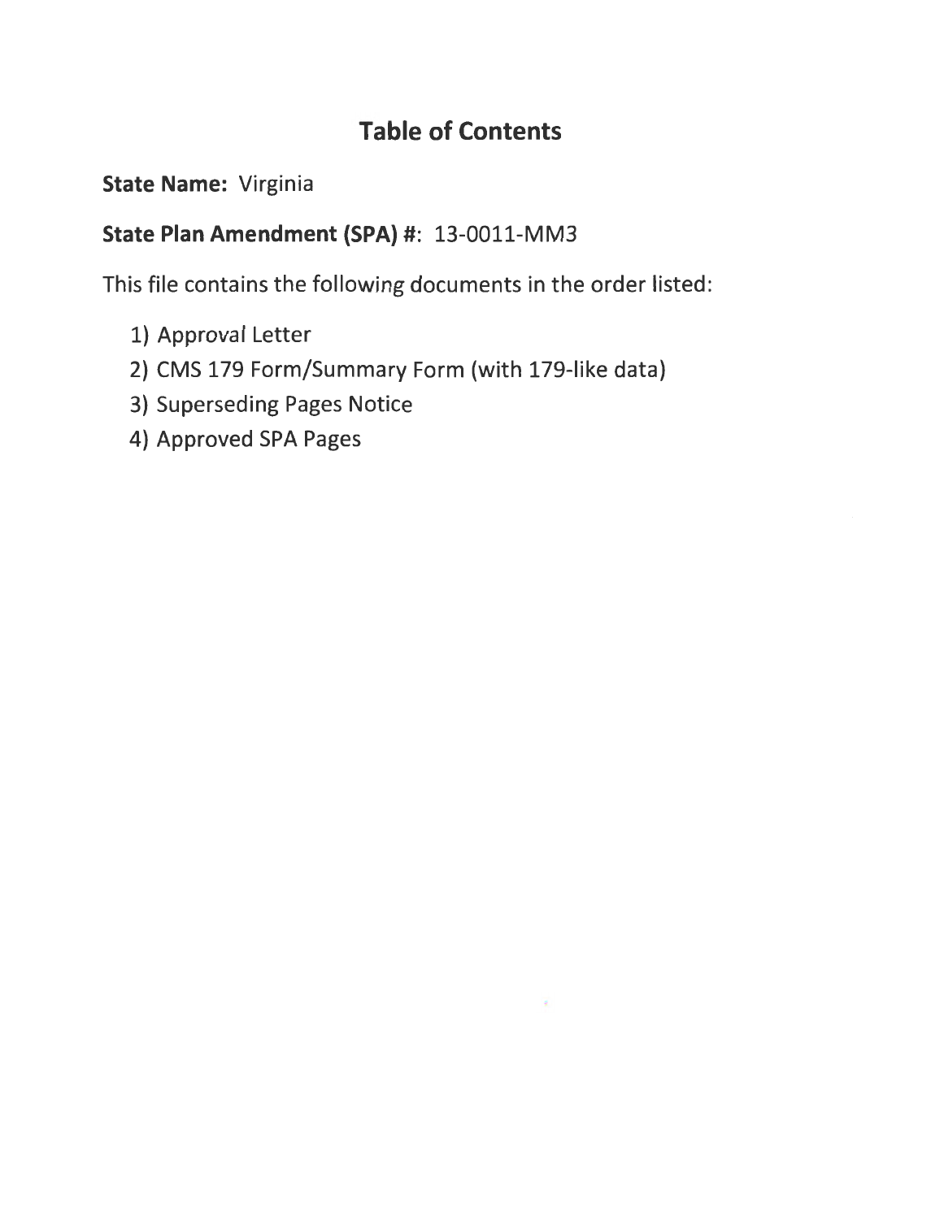# Table of Contents

**State Name:** Virginia

**State Plan Amendment (SPA) #:** 13-0011-MM3

This file contains the following documents in the order listed:

1) Approval Letter
2) CMS 179 Form/Summary Form (with 179-like data)
3) Superseding Pages Notice
4) Approved SPA Pages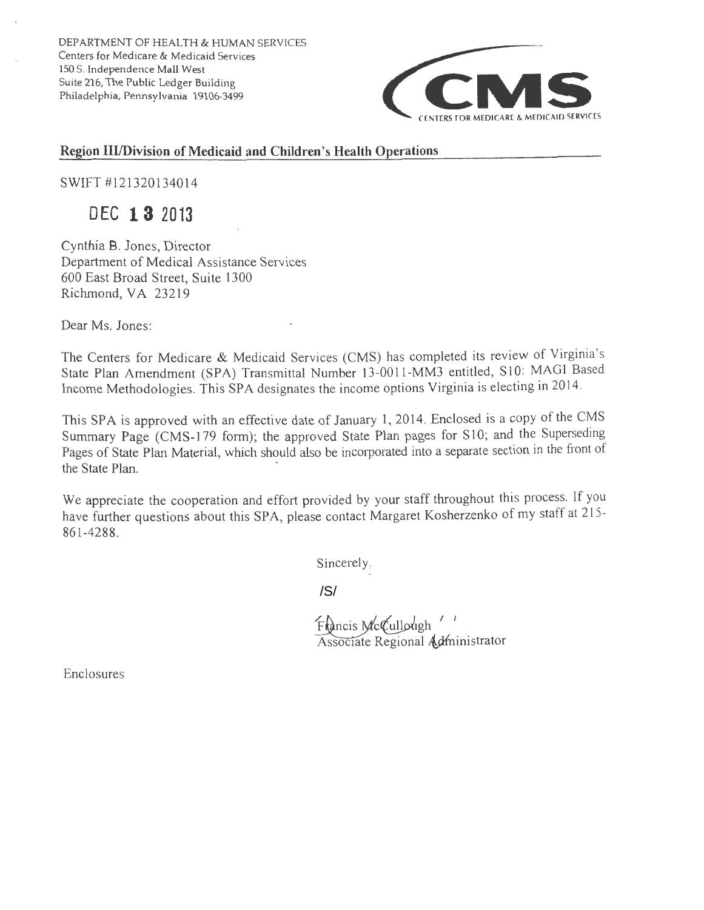DEPARTMENT OF HEALTH & HUMAN SERVICES
Centers for Medicare & Medicaid Services
150 S. Independence Mall West
Suite 216, The Public Ledger Building
Philadelphia, Pennsylvania 19106-3499

CMS
CENTERS FOR MEDICARE & MEDICAID SERVICES

**Region III/Division of Medicaid and Children's Health Operations**

SWIFT #121320134014

DEC 13 2013

Cynthia B. Jones, Director
Department of Medical Assistance Services
600 East Broad Street, Suite 1300
Richmond, VA 23219

Dear Ms. Jones:

The Centers for Medicare & Medicaid Services (CMS) has completed its review of Virginia's State Plan Amendment (SPA) Transmittal Number 13-0011-MM3 entitled, S10: MAGI Based Income Methodologies. This SPA designates the income options Virginia is electing in 2014.

This SPA is approved with an effective date of January 1, 2014. Enclosed is a copy of the CMS Summary Page (CMS-179 form); the approved State Plan pages for S10; and the Superseding Pages of State Plan Material, which should also be incorporated into a separate section in the front of the State Plan.

We appreciate the cooperation and effort provided by your staff throughout this process. If you have further questions about this SPA, please contact Margaret Kosherzenko of my staff at 215-861-4288.

Sincerely,

/S/

Francis McCullough
Associate Regional Administrator

Enclosures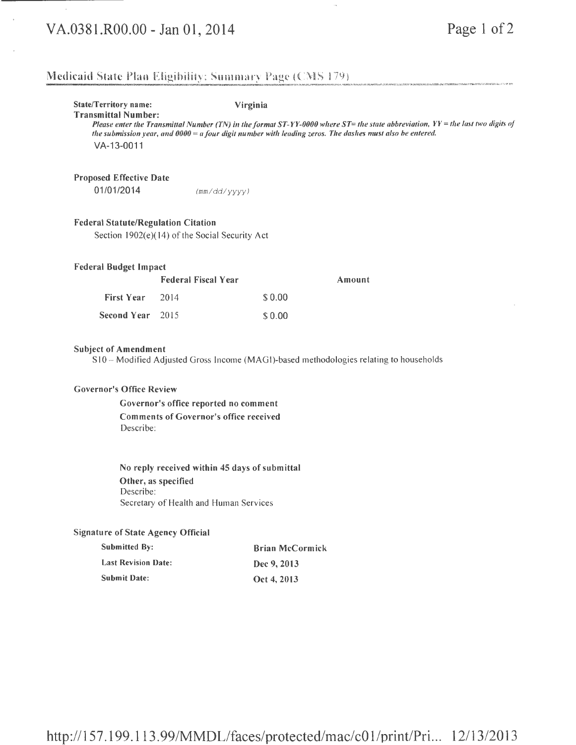# Medicaid State Plan Eligibility: Summary Page (CMS 179)

**State/Territory name:** **Virginia**

**Transmittal Number:**

*Please enter the Transmittal Number (TN) in the format ST-YY-0000 where ST= the state abbreviation, YY = the last two digits of the submission year, and 0000 = a four digit number with leading zeros. The dashes must also be entered.*

VA-13-0011

**Proposed Effective Date**

01/01/2014 (mm/dd/yyyy)

**Federal Statute/Regulation Citation**

Section 1902(e)(14) of the Social Security Act

**Federal Budget Impact**

| | Federal Fiscal Year | Amount |
|---|---|---|
| **First Year** | 2014 | $ 0.00 |
| **Second Year** | 2015 | $ 0.00 |

**Subject of Amendment**

S10 – Modified Adjusted Gross Income (MAGI)-based methodologies relating to households

**Governor's Office Review**

**Governor's office reported no comment**

**Comments of Governor's office received**

Describe:

**No reply received within 45 days of submittal**

**Other, as specified**

Describe:

Secretary of Health and Human Services

**Signature of State Agency Official**

| | |
|---|---|
| **Submitted By:** | **Brian McCormick** |
| **Last Revision Date:** | **Dec 9, 2013** |
| **Submit Date:** | **Oct 4, 2013** |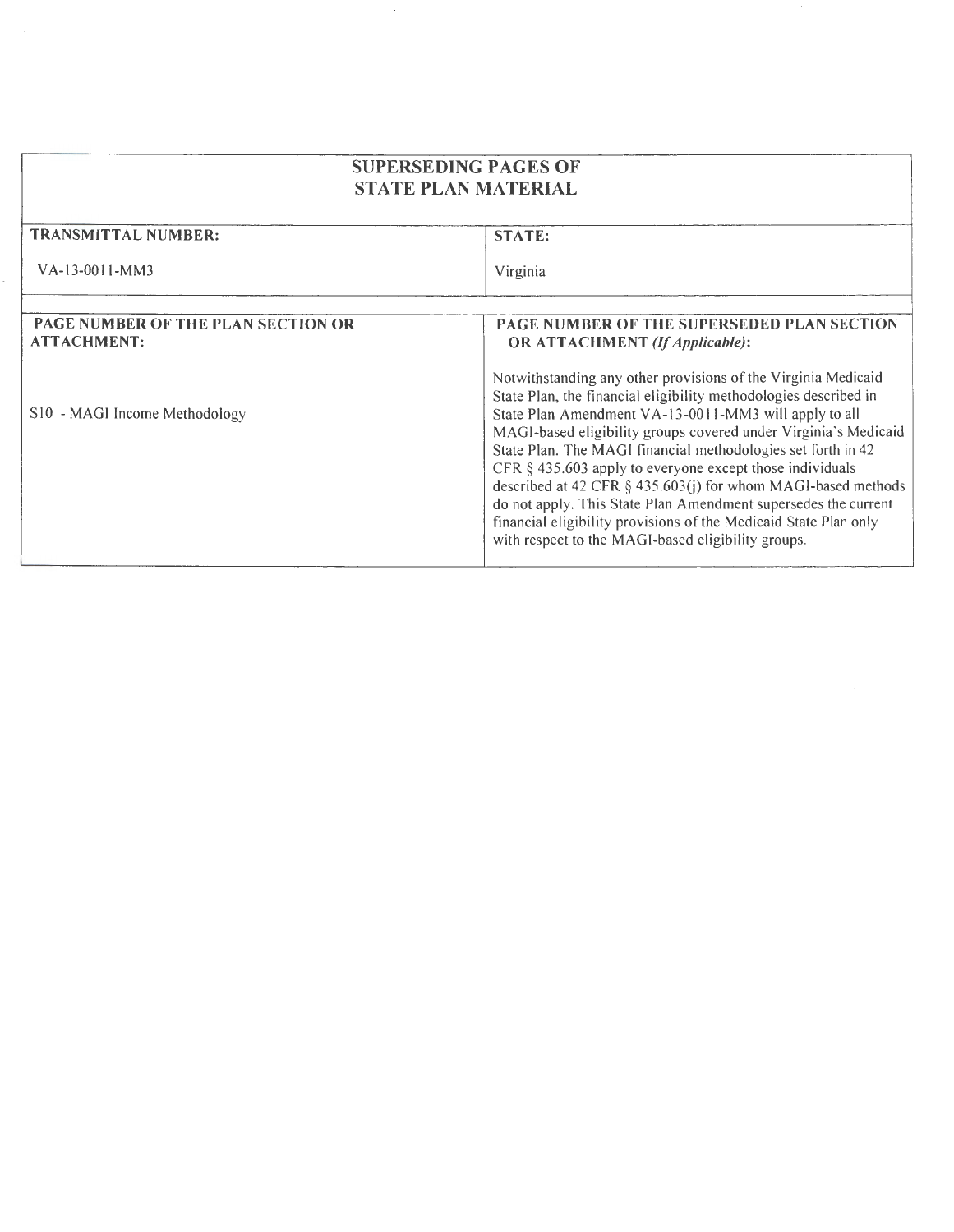| SUPERSEDING PAGES OF STATE PLAN MATERIAL | |
|---|---|
| **TRANSMITTAL NUMBER:** VA-13-0011-MM3 | **STATE:** Virginia |
| **PAGE NUMBER OF THE PLAN SECTION OR ATTACHMENT:** S10 - MAGI Income Methodology | **PAGE NUMBER OF THE SUPERSEDED PLAN SECTION OR ATTACHMENT** ***(If Applicable)*****:** Notwithstanding any other provisions of the Virginia Medicaid State Plan, the financial eligibility methodologies described in State Plan Amendment VA-13-0011-MM3 will apply to all MAGI-based eligibility groups covered under Virginia's Medicaid State Plan. The MAGI financial methodologies set forth in 42 CFR § 435.603 apply to everyone except those individuals described at 42 CFR § 435.603(j) for whom MAGI-based methods do not apply. This State Plan Amendment supersedes the current financial eligibility provisions of the Medicaid State Plan only with respect to the MAGI-based eligibility groups. |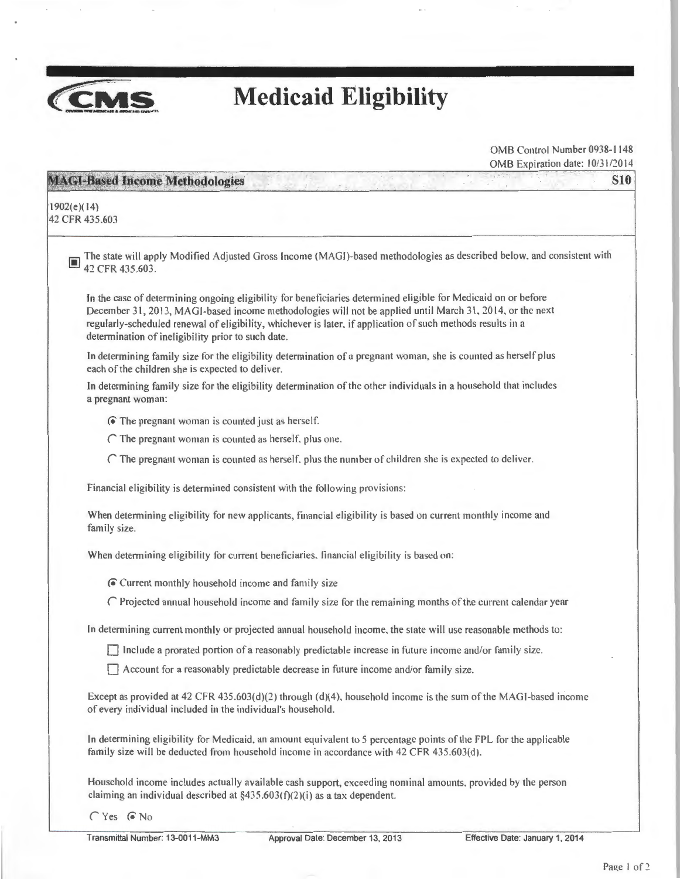# Medicaid Eligibility

OMB Control Number 0938-1148
OMB Expiration date: 10/31/2014

## MAGI-Based Income Methodologies — S10

1902(e)(14)
42 CFR 435.603

■ The state will apply Modified Adjusted Gross Income (MAGI)-based methodologies as described below, and consistent with 42 CFR 435.603.

In the case of determining ongoing eligibility for beneficiaries determined eligible for Medicaid on or before December 31, 2013, MAGI-based income methodologies will not be applied until March 31, 2014, or the next regularly-scheduled renewal of eligibility, whichever is later, if application of such methods results in a determination of ineligibility prior to such date.

In determining family size for the eligibility determination of a pregnant woman, she is counted as herself plus each of the children she is expected to deliver.

In determining family size for the eligibility determination of the other individuals in a household that includes a pregnant woman:

- (●) The pregnant woman is counted just as herself.
- ( ) The pregnant woman is counted as herself, plus one.
- ( ) The pregnant woman is counted as herself, plus the number of children she is expected to deliver.

Financial eligibility is determined consistent with the following provisions:

When determining eligibility for new applicants, financial eligibility is based on current monthly income and family size.

When determining eligibility for current beneficiaries, financial eligibility is based on:

- (●) Current monthly household income and family size
- ( ) Projected annual household income and family size for the remaining months of the current calendar year

In determining current monthly or projected annual household income, the state will use reasonable methods to:

- ☐ Include a prorated portion of a reasonably predictable increase in future income and/or family size.
- ☐ Account for a reasonably predictable decrease in future income and/or family size.

Except as provided at 42 CFR 435.603(d)(2) through (d)(4), household income is the sum of the MAGI-based income of every individual included in the individual's household.

In determining eligibility for Medicaid, an amount equivalent to 5 percentage points of the FPL for the applicable family size will be deducted from household income in accordance with 42 CFR 435.603(d).

Household income includes actually available cash support, exceeding nominal amounts, provided by the person claiming an individual described at §435.603(f)(2)(i) as a tax dependent.

( ) Yes (●) No

Transmittal Number: 13-0011-MM3 | Approval Date: December 13, 2013 | Effective Date: January 1, 2014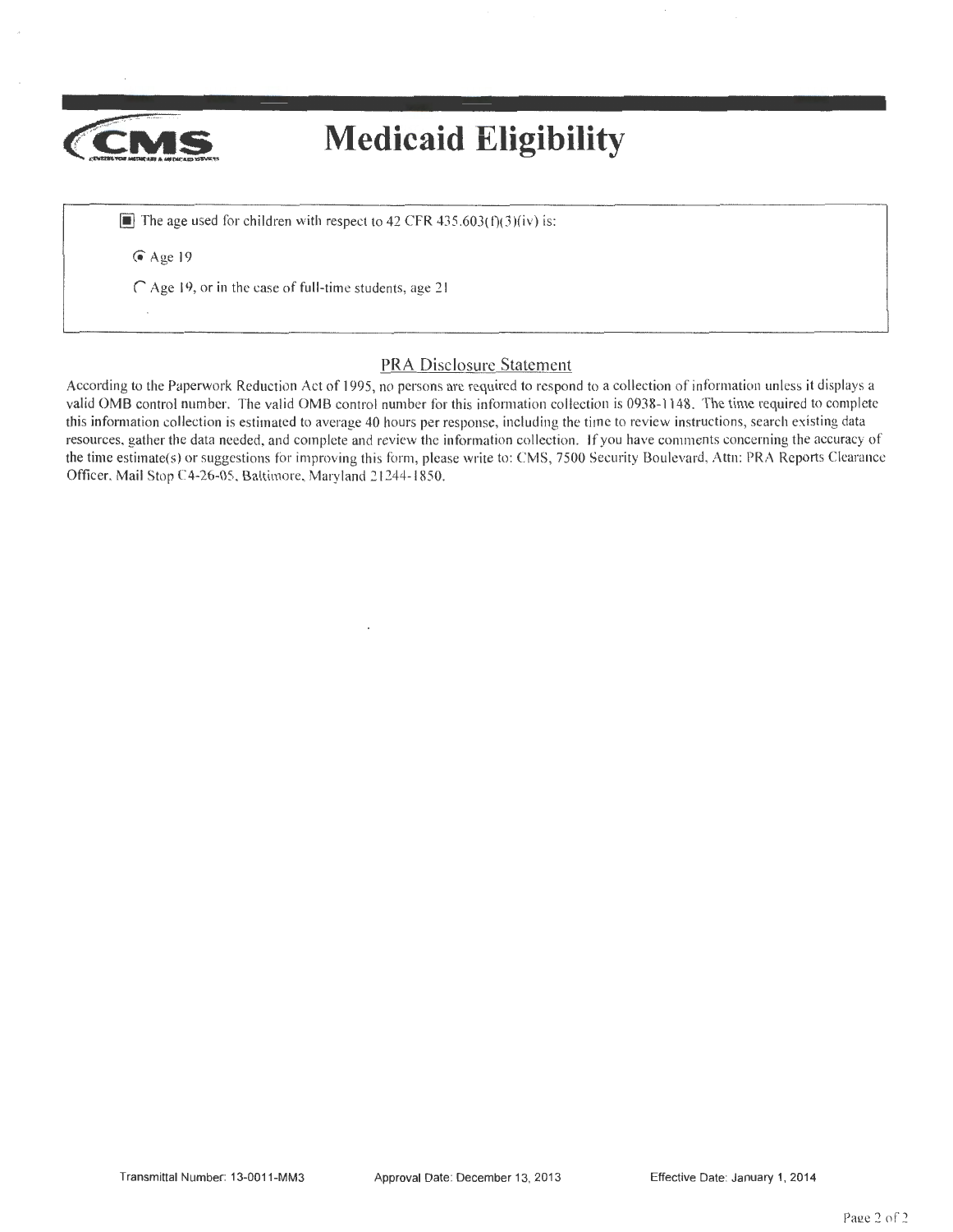# Medicaid Eligibility

■ The age used for children with respect to 42 CFR 435.603(f)(3)(iv) is:

◉ Age 19

○ Age 19, or in the case of full-time students, age 21

## PRA Disclosure Statement

According to the Paperwork Reduction Act of 1995, no persons are required to respond to a collection of information unless it displays a valid OMB control number. The valid OMB control number for this information collection is 0938-1148. The time required to complete this information collection is estimated to average 40 hours per response, including the time to review instructions, search existing data resources, gather the data needed, and complete and review the information collection. If you have comments concerning the accuracy of the time estimate(s) or suggestions for improving this form, please write to: CMS, 7500 Security Boulevard, Attn: PRA Reports Clearance Officer, Mail Stop C4-26-05, Baltimore, Maryland 21244-1850.

Transmittal Number: 13-0011-MM3 Approval Date: December 13, 2013 Effective Date: January 1, 2014